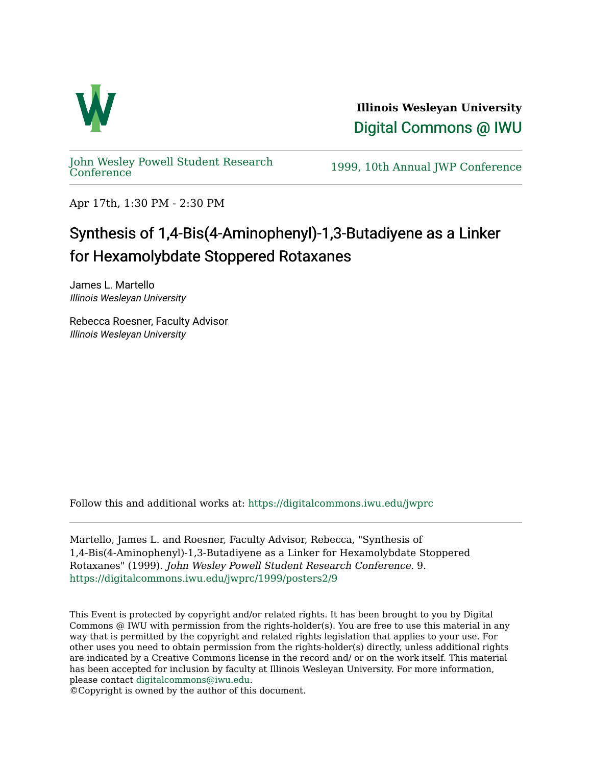**Illinois Wesleyan University**

Digital Commons @ IWU

John Wesley Powell Student Research Conference

1999, 10th Annual JWP Conference

Apr 17th, 1:30 PM - 2:30 PM

# Synthesis of 1,4-Bis(4-Aminophenyl)-1,3-Butadiyene as a Linker for Hexamolybdate Stoppered Rotaxanes

James L. Martello
*Illinois Wesleyan University*

Rebecca Roesner, Faculty Advisor
*Illinois Wesleyan University*

Follow this and additional works at: https://digitalcommons.iwu.edu/jwprc

Martello, James L. and Roesner, Faculty Advisor, Rebecca, "Synthesis of 1,4-Bis(4-Aminophenyl)-1,3-Butadiyene as a Linker for Hexamolybdate Stoppered Rotaxanes" (1999). *John Wesley Powell Student Research Conference*. 9.
https://digitalcommons.iwu.edu/jwprc/1999/posters2/9

This Event is protected by copyright and/or related rights. It has been brought to you by Digital Commons @ IWU with permission from the rights-holder(s). You are free to use this material in any way that is permitted by the copyright and related rights legislation that applies to your use. For other uses you need to obtain permission from the rights-holder(s) directly, unless additional rights are indicated by a Creative Commons license in the record and/ or on the work itself. This material has been accepted for inclusion by faculty at Illinois Wesleyan University. For more information, please contact digitalcommons@iwu.edu.
©Copyright is owned by the author of this document.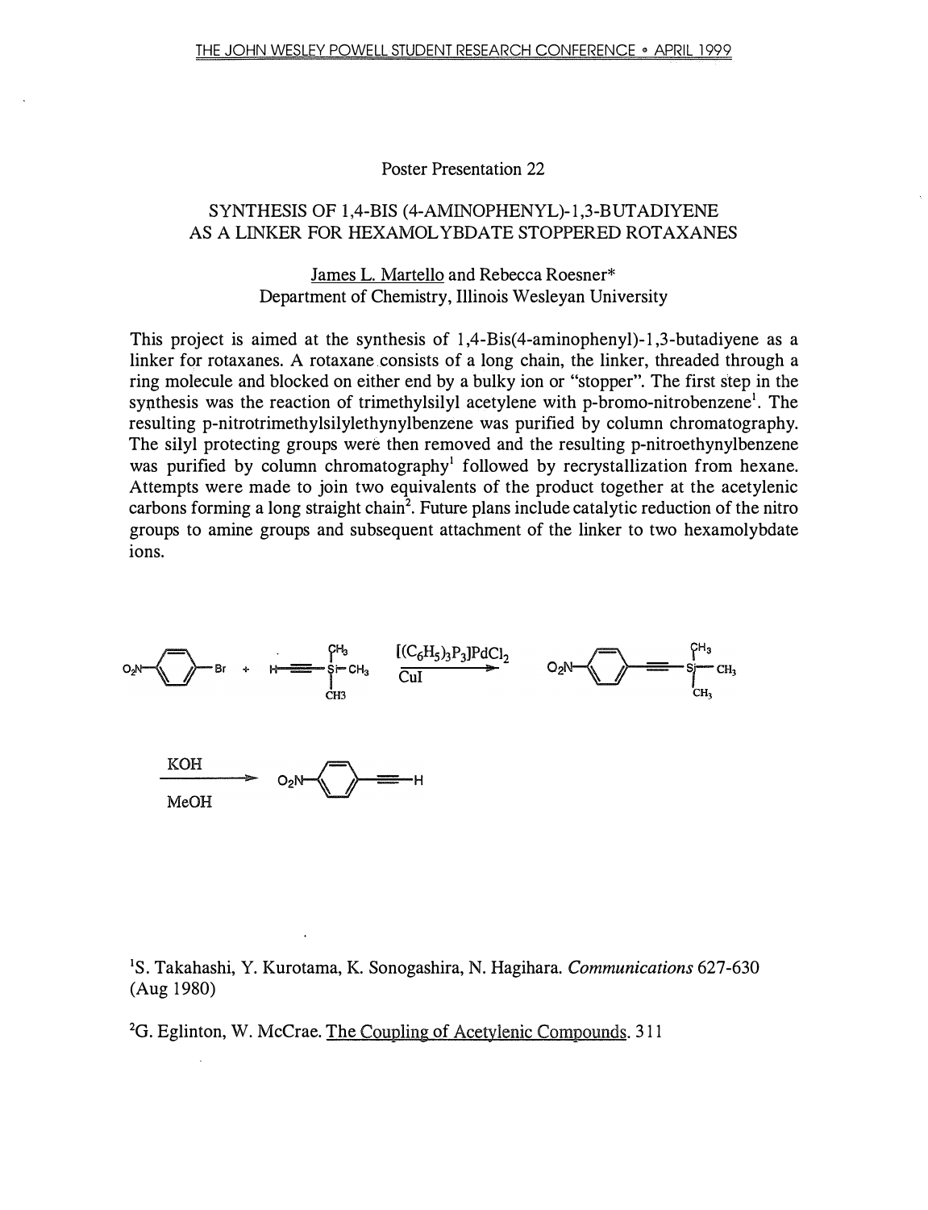Poster Presentation 22

## SYNTHESIS OF 1,4-BIS (4-AMINOPHENYL)-1,3-BUTADIYENE AS A LINKER FOR HEXAMOLYBDATE STOPPERED ROTAXANES

James L. Martello and Rebecca Roesner*
Department of Chemistry, Illinois Wesleyan University

This project is aimed at the synthesis of 1,4-Bis(4-aminophenyl)-1,3-butadiyene as a linker for rotaxanes. A rotaxane consists of a long chain, the linker, threaded through a ring molecule and blocked on either end by a bulky ion or "stopper". The first step in the synthesis was the reaction of trimethylsilyl acetylene with p-bromo-nitrobenzene[1]. The resulting p-nitrotrimethylsilylethynylbenzene was purified by column chromatography. The silyl protecting groups were then removed and the resulting p-nitroethynylbenzene was purified by column chromatography[1] followed by recrystallization from hexane. Attempts were made to join two equivalents of the product together at the acetylenic carbons forming a long straight chain[2]. Future plans include catalytic reduction of the nitro groups to amine groups and subsequent attachment of the linker to two hexamolybdate ions.

$O_2N$–$C_6H_4$–Br + H–≡–Si$(CH_3)_3$ $\xrightarrow[\text{CuI}]{[(C_6H_5)_3P_3]PdCl_2}$ $O_2N$–$C_6H_4$–≡–Si$(CH_3)_3$

$\xrightarrow[\text{MeOH}]{\text{KOH}}$ $O_2N$–$C_6H_4$–≡–H

[1]S. Takahashi, Y. Kurotama, K. Sonogashira, N. Hagihara. *Communications* 627-630 (Aug 1980)

[2]G. Eglinton, W. McCrae. The Coupling of Acetylenic Compounds. 311